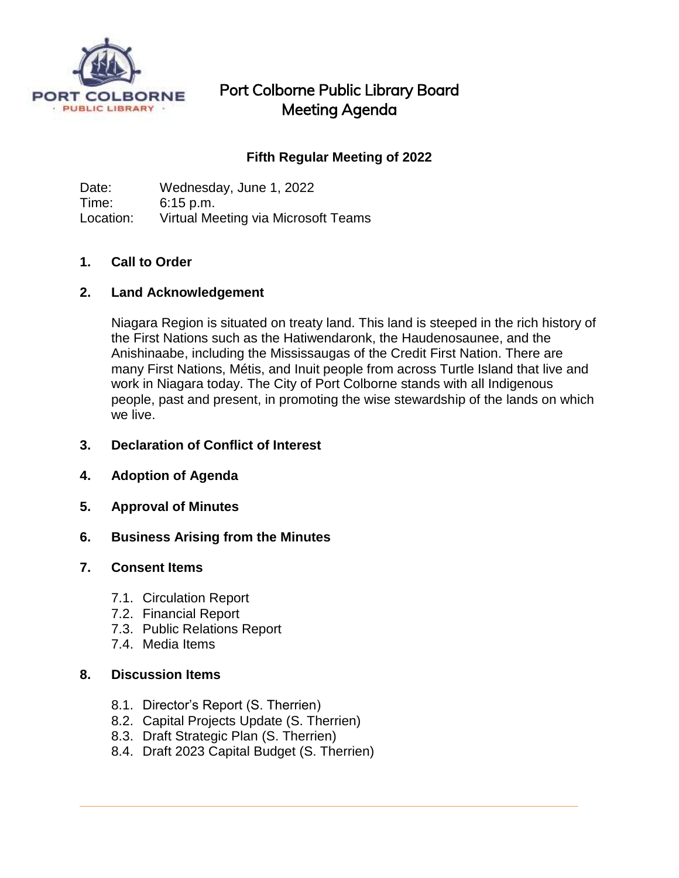# Port Colborne Public Library Board Meeting Agenda

## Fifth Regular Meeting of 2022

Date: Wednesday, June 1, 2022
Time: 6:15 p.m.
Location: Virtual Meeting via Microsoft Teams

**1. Call to Order**

**2. Land Acknowledgement**

Niagara Region is situated on treaty land. This land is steeped in the rich history of the First Nations such as the Hatiwendaronk, the Haudenosaunee, and the Anishinaabe, including the Mississaugas of the Credit First Nation. There are many First Nations, Métis, and Inuit people from across Turtle Island that live and work in Niagara today. The City of Port Colborne stands with all Indigenous people, past and present, in promoting the wise stewardship of the lands on which we live.

**3. Declaration of Conflict of Interest**

**4. Adoption of Agenda**

**5. Approval of Minutes**

**6. Business Arising from the Minutes**

**7. Consent Items**

7.1. Circulation Report
7.2. Financial Report
7.3. Public Relations Report
7.4. Media Items

**8. Discussion Items**

8.1. Director's Report (S. Therrien)
8.2. Capital Projects Update (S. Therrien)
8.3. Draft Strategic Plan (S. Therrien)
8.4. Draft 2023 Capital Budget (S. Therrien)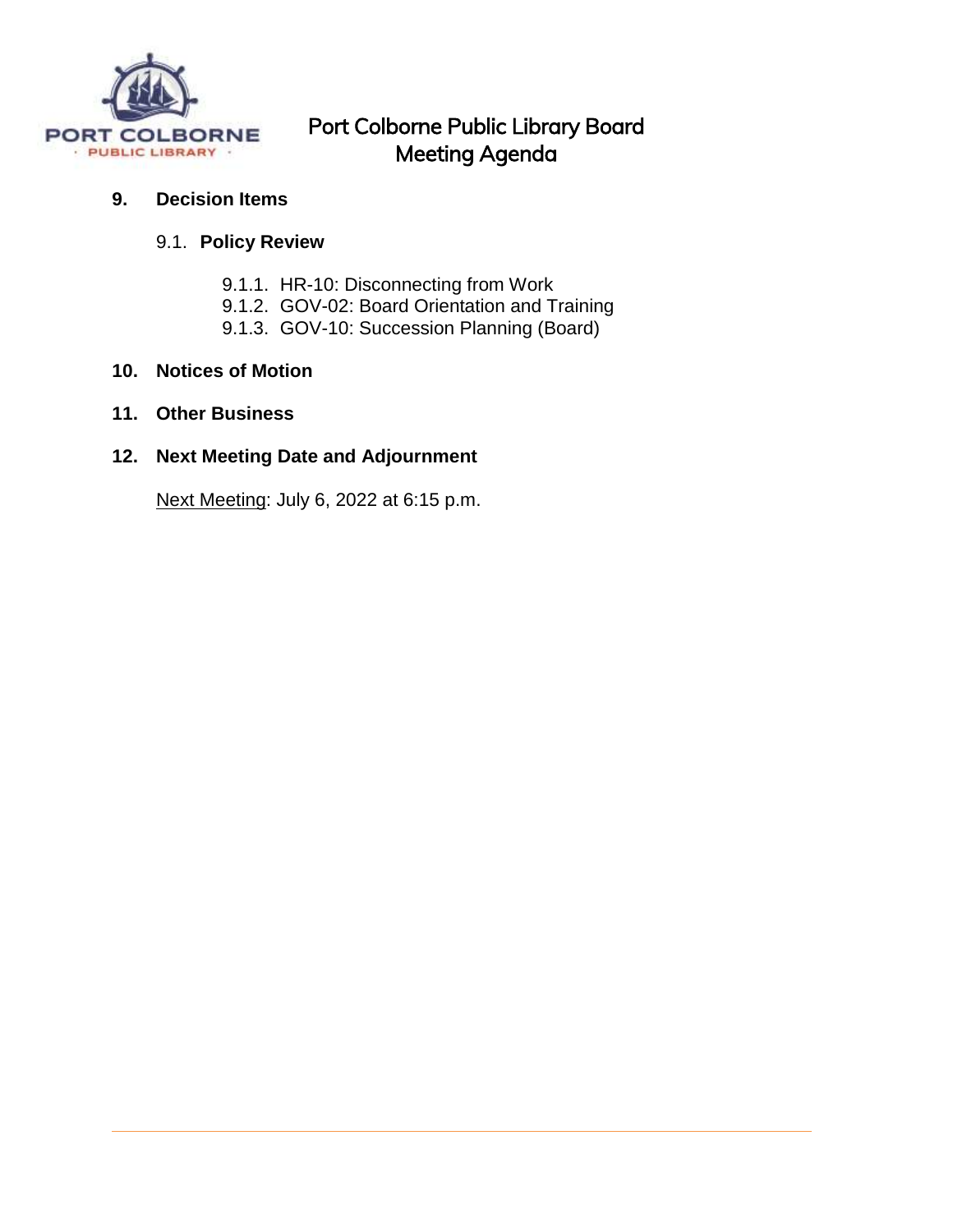# Port Colborne Public Library Board Meeting Agenda

**9. Decision Items**

9.1. **Policy Review**

9.1.1. HR-10: Disconnecting from Work
9.1.2. GOV-02: Board Orientation and Training
9.1.3. GOV-10: Succession Planning (Board)

**10. Notices of Motion**

**11. Other Business**

**12. Next Meeting Date and Adjournment**

Next Meeting: July 6, 2022 at 6:15 p.m.